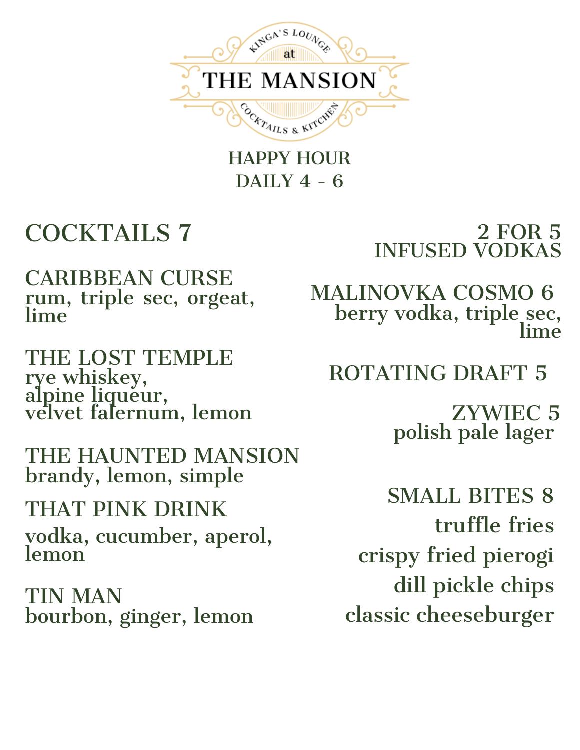KINGA'S LOUNGE

at

# THE MANSION

COCKTAILS & KITCHEN

## HAPPY HOUR
## DAILY 4 - 6

## COCKTAILS 7

**CARIBBEAN CURSE**
rum, triple sec, orgeat, lime

**THE LOST TEMPLE**
rye whiskey, alpine liqueur, velvet falernum, lemon

**THE HAUNTED MANSION**
brandy, lemon, simple

**THAT PINK DRINK**
vodka, cucumber, aperol, lemon

**TIN MAN**
bourbon, ginger, lemon

## 2 FOR 5
## INFUSED VODKAS

**MALINOVKA COSMO 6**
berry vodka, triple sec, lime

**ROTATING DRAFT 5**

**ZYWIEC 5**
polish pale lager

## SMALL BITES 8

truffle fries

crispy fried pierogi

dill pickle chips

classic cheeseburger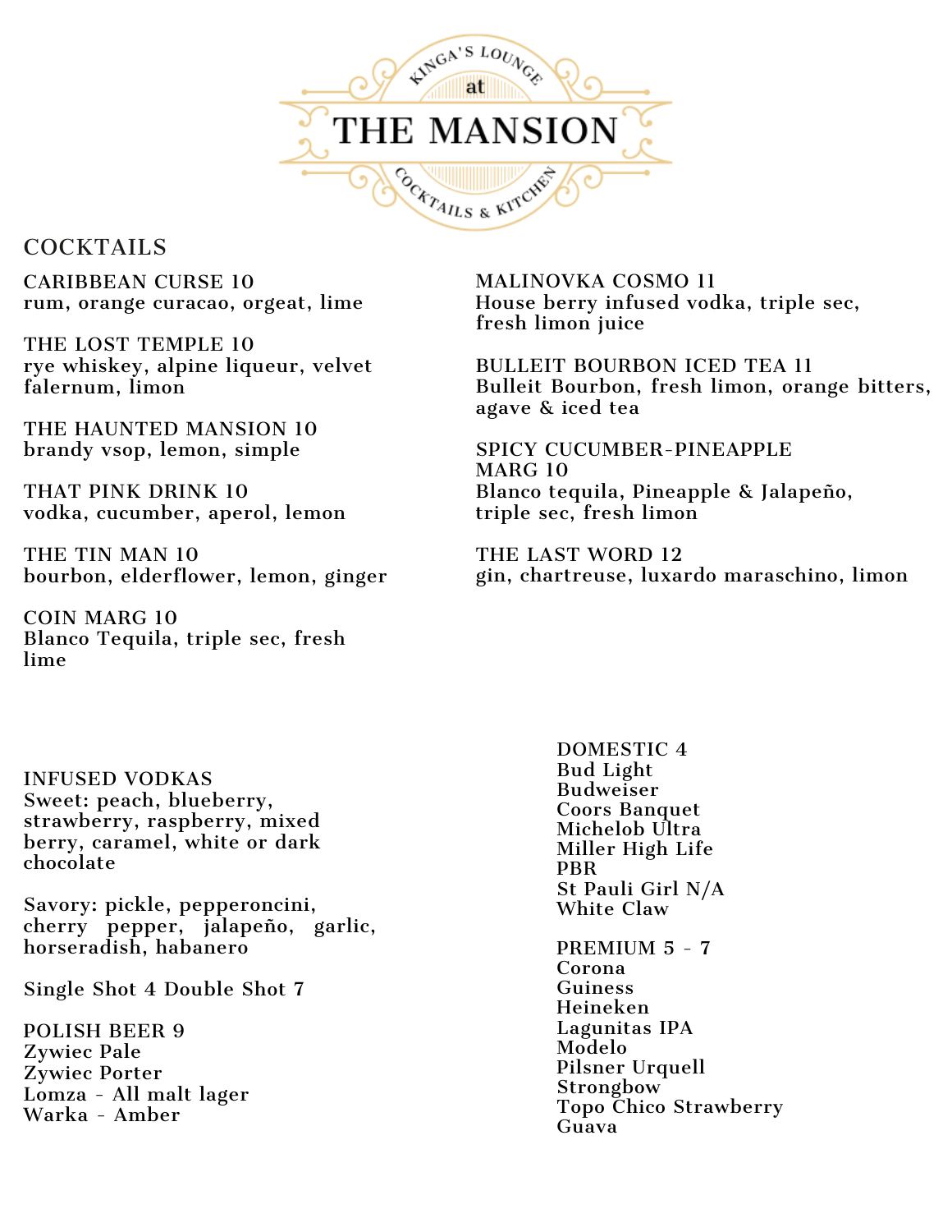# KINGA'S LOUNGE at THE MANSION

COCKTAILS & KITCHEN

## COCKTAILS

**CARIBBEAN CURSE 10**
rum, orange curacao, orgeat, lime

**THE LOST TEMPLE 10**
rye whiskey, alpine liqueur, velvet falernum, limon

**THE HAUNTED MANSION 10**
brandy vsop, lemon, simple

**THAT PINK DRINK 10**
vodka, cucumber, aperol, lemon

**THE TIN MAN 10**
bourbon, elderflower, lemon, ginger

**COIN MARG 10**
Blanco Tequila, triple sec, fresh lime

**MALINOVKA COSMO 11**
House berry infused vodka, triple sec, fresh limon juice

**BULLEIT BOURBON ICED TEA 11**
Bulleit Bourbon, fresh limon, orange bitters, agave & iced tea

**SPICY CUCUMBER-PINEAPPLE MARG 10**
Blanco tequila, Pineapple & Jalapeño, triple sec, fresh limon

**THE LAST WORD 12**
gin, chartreuse, luxardo maraschino, limon

## INFUSED VODKAS

Sweet: peach, blueberry, strawberry, raspberry, mixed berry, caramel, white or dark chocolate

Savory: pickle, pepperoncini, cherry pepper, jalapeño, garlic, horseradish, habanero

Single Shot 4 Double Shot 7

## POLISH BEER 9

Zywiec Pale
Zywiec Porter
Lomza - All malt lager
Warka - Amber

## DOMESTIC 4

Bud Light
Budweiser
Coors Banquet
Michelob Ultra
Miller High Life
PBR
St Pauli Girl N/A
White Claw

## PREMIUM 5 - 7

Corona
Guiness
Heineken
Lagunitas IPA
Modelo
Pilsner Urquell
Strongbow
Topo Chico Strawberry Guava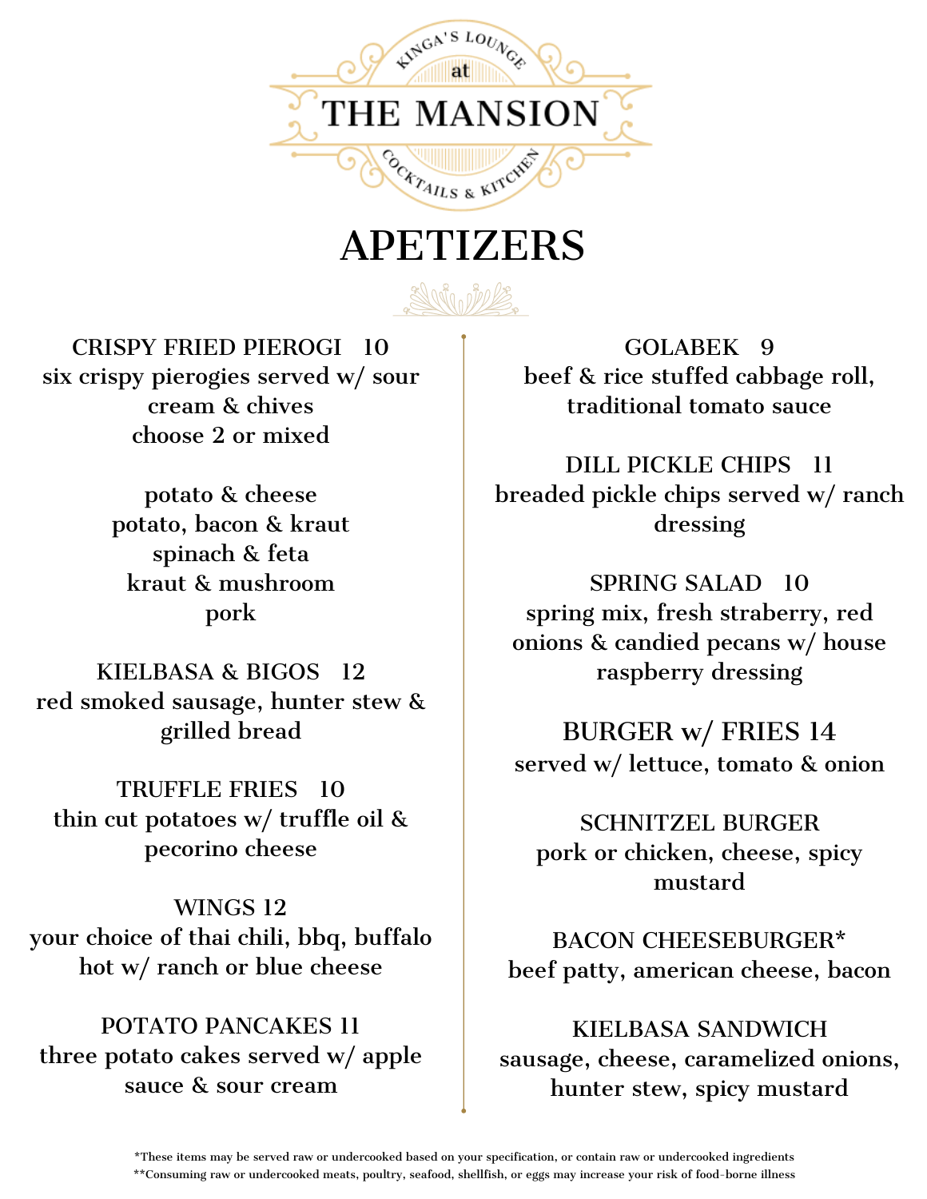KINGA'S LOUNGE at

# THE MANSION

COCKTAILS & KITCHEN

## APETIZERS

### CRISPY FRIED PIEROGI 10
six crispy pierogies served w/ sour cream & chives
choose 2 or mixed

potato & cheese
potato, bacon & kraut
spinach & feta
kraut & mushroom
pork

### KIELBASA & BIGOS 12
red smoked sausage, hunter stew & grilled bread

### TRUFFLE FRIES 10
thin cut potatoes w/ truffle oil & pecorino cheese

### WINGS 12
your choice of thai chili, bbq, buffalo hot w/ ranch or blue cheese

### POTATO PANCAKES 11
three potato cakes served w/ apple sauce & sour cream

### GOLABEK 9
beef & rice stuffed cabbage roll, traditional tomato sauce

### DILL PICKLE CHIPS 11
breaded pickle chips served w/ ranch dressing

### SPRING SALAD 10
spring mix, fresh straberry, red onions & candied pecans w/ house raspberry dressing

### BURGER w/ FRIES 14
served w/ lettuce, tomato & onion

### SCHNITZEL BURGER
pork or chicken, cheese, spicy mustard

### BACON CHEESEBURGER*
beef patty, american cheese, bacon

### KIELBASA SANDWICH
sausage, cheese, caramelized onions, hunter stew, spicy mustard

*These items may be served raw or undercooked based on your specification, or contain raw or undercooked ingredients
**Consuming raw or undercooked meats, poultry, seafood, shellfish, or eggs may increase your risk of food-borne illness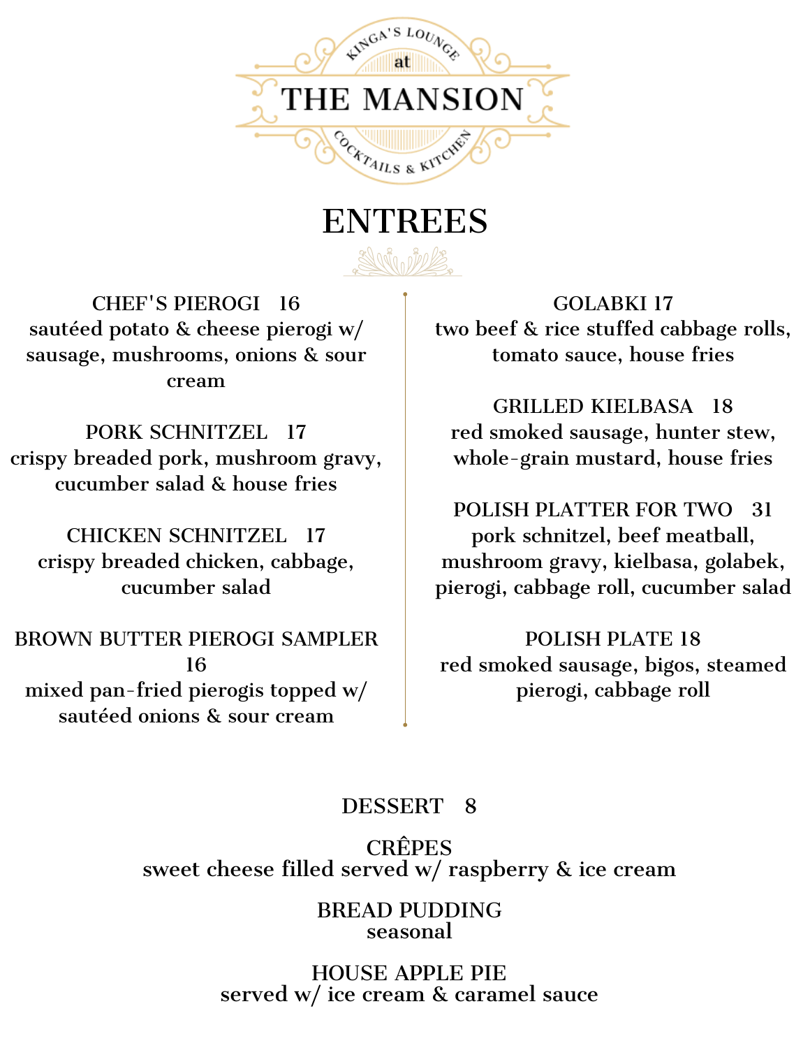KINGA'S LOUNGE

at

THE MANSION

COCKTAILS & KITCHEN

# ENTREES

**CHEF'S PIEROGI** 16
sautéed potato & cheese pierogi w/ sausage, mushrooms, onions & sour cream

**PORK SCHNITZEL** 17
crispy breaded pork, mushroom gravy, cucumber salad & house fries

**CHICKEN SCHNITZEL** 17
crispy breaded chicken, cabbage, cucumber salad

**BROWN BUTTER PIEROGI SAMPLER** 16
mixed pan-fried pierogis topped w/ sautéed onions & sour cream

**GOLABKI** 17
two beef & rice stuffed cabbage rolls, tomato sauce, house fries

**GRILLED KIELBASA** 18
red smoked sausage, hunter stew, whole-grain mustard, house fries

**POLISH PLATTER FOR TWO** 31
pork schnitzel, beef meatball, mushroom gravy, kielbasa, golabek, pierogi, cabbage roll, cucumber salad

**POLISH PLATE** 18
red smoked sausage, bigos, steamed pierogi, cabbage roll

## DESSERT 8

**CRÊPES**
sweet cheese filled served w/ raspberry & ice cream

**BREAD PUDDING**
seasonal

**HOUSE APPLE PIE**
served w/ ice cream & caramel sauce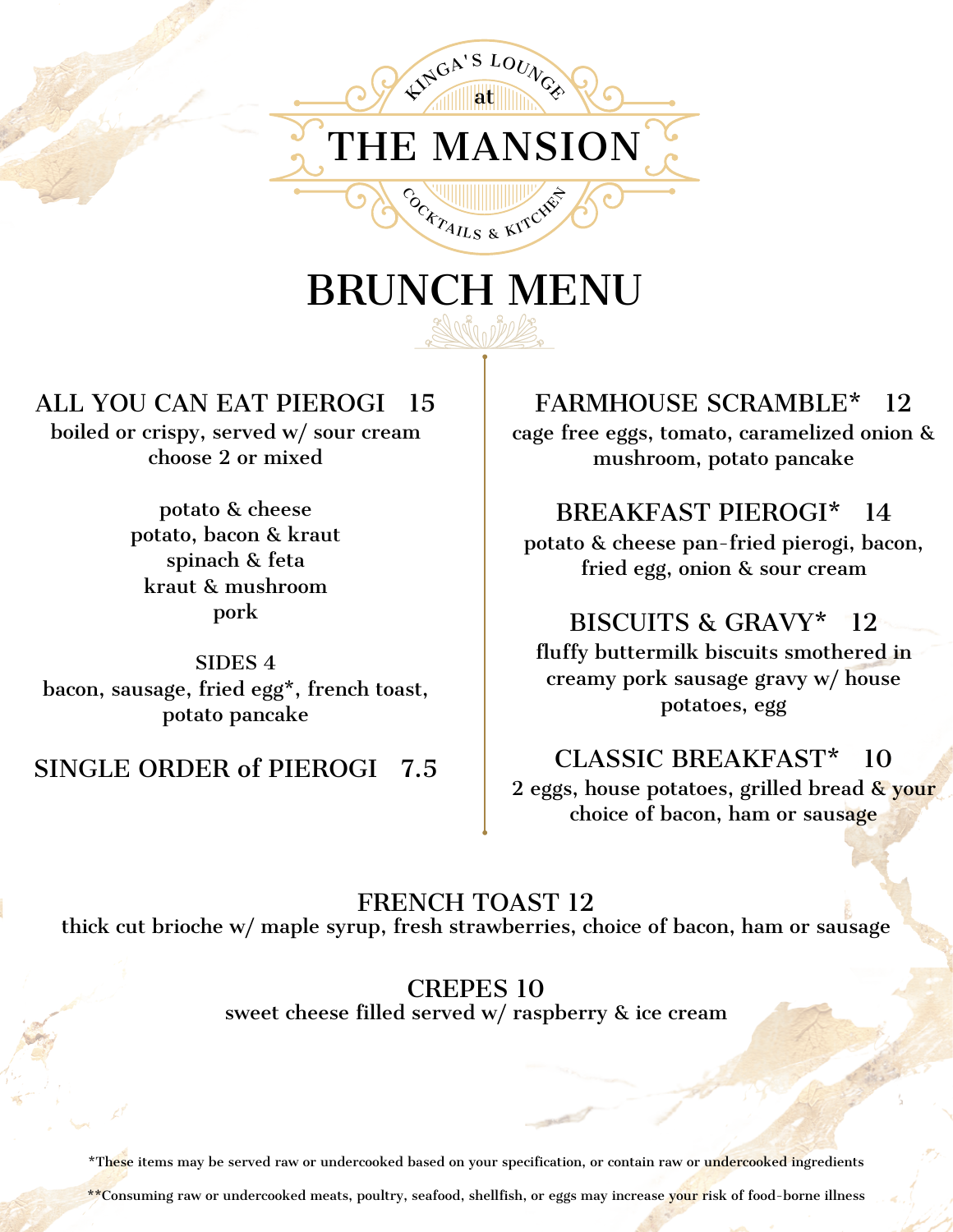KINGA'S LOUNGE at

# THE MANSION

COCKTAILS & KITCHEN

# BRUNCH MENU

## ALL YOU CAN EAT PIEROGI 15

boiled or crispy, served w/ sour cream
choose 2 or mixed

potato & cheese
potato, bacon & kraut
spinach & feta
kraut & mushroom
pork

## SIDES 4

bacon, sausage, fried egg*, french toast, potato pancake

## SINGLE ORDER of PIEROGI 7.5

## FARMHOUSE SCRAMBLE* 12

cage free eggs, tomato, caramelized onion & mushroom, potato pancake

## BREAKFAST PIEROGI* 14

potato & cheese pan-fried pierogi, bacon, fried egg, onion & sour cream

## BISCUITS & GRAVY* 12

fluffy buttermilk biscuits smothered in creamy pork sausage gravy w/ house potatoes, egg

## CLASSIC BREAKFAST* 10

2 eggs, house potatoes, grilled bread & your choice of bacon, ham or sausage

## FRENCH TOAST 12

thick cut brioche w/ maple syrup, fresh strawberries, choice of bacon, ham or sausage

## CREPES 10

sweet cheese filled served w/ raspberry & ice cream

*These items may be served raw or undercooked based on your specification, or contain raw or undercooked ingredients

**Consuming raw or undercooked meats, poultry, seafood, shellfish, or eggs may increase your risk of food-borne illness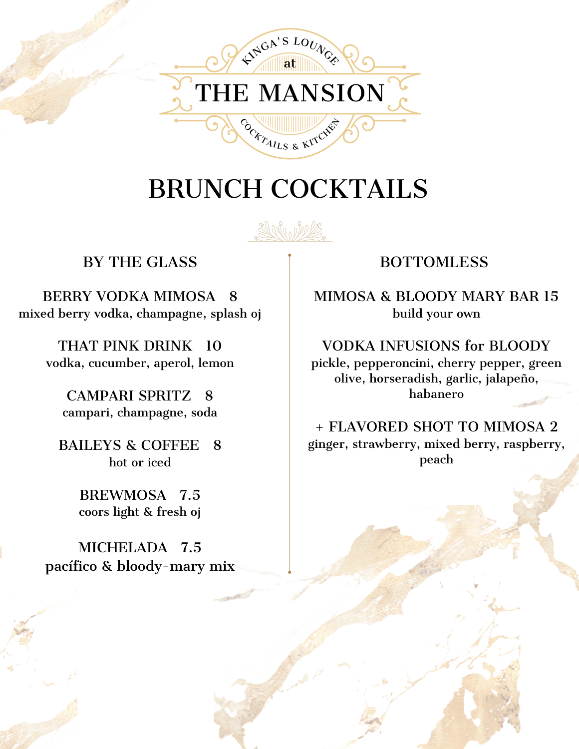KINGA'S LOUNGE at

# THE MANSION

COCKTAILS & KITCHEN

## BRUNCH COCKTAILS

### BY THE GLASS

BERRY VODKA MIMOSA 8
mixed berry vodka, champagne, splash oj

THAT PINK DRINK 10
vodka, cucumber, aperol, lemon

CAMPARI SPRITZ 8
campari, champagne, soda

BAILEYS & COFFEE 8
hot or iced

BREWMOSA 7.5
coors light & fresh oj

MICHELADA 7.5
pacífico & bloody-mary mix

### BOTTOMLESS

MIMOSA & BLOODY MARY BAR 15
build your own

VODKA INFUSIONS for BLOODY
pickle, pepperoncini, cherry pepper, green olive, horseradish, garlic, jalapeño, habanero

+ FLAVORED SHOT TO MIMOSA 2
ginger, strawberry, mixed berry, raspberry, peach